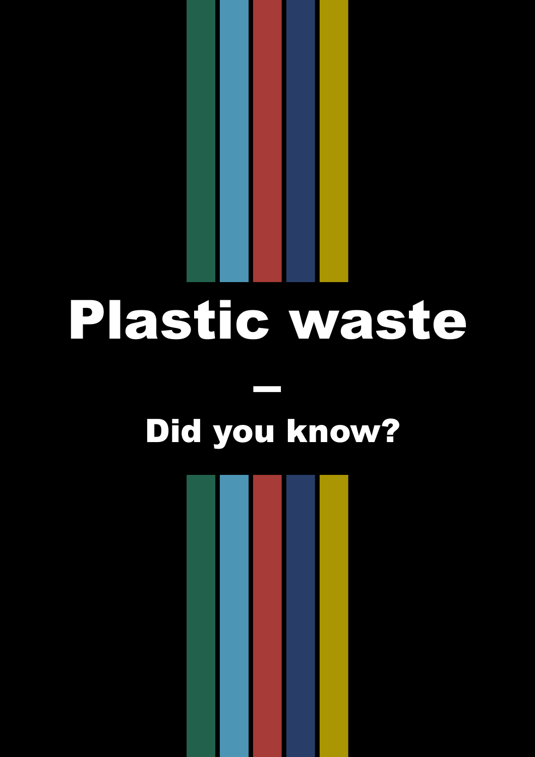# Plastic waste

–

## Did you know?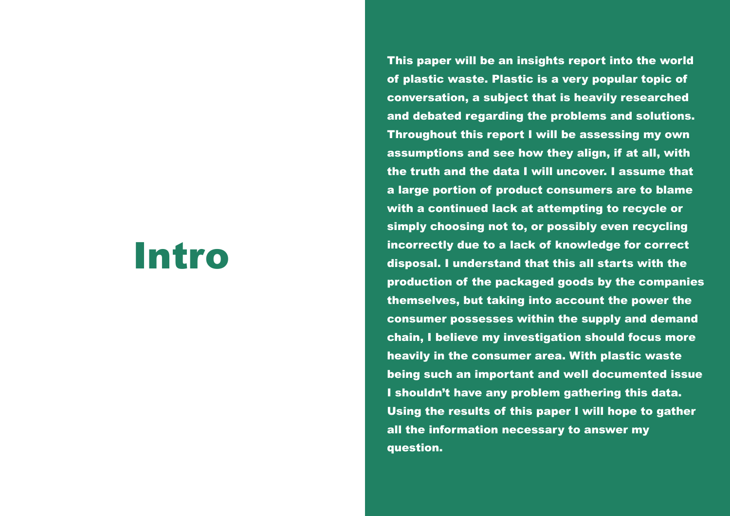# Intro

This paper will be an insights report into the world of plastic waste. Plastic is a very popular topic of conversation, a subject that is heavily researched and debated regarding the problems and solutions. Throughout this report I will be assessing my own assumptions and see how they align, if at all, with the truth and the data I will uncover. I assume that a large portion of product consumers are to blame with a continued lack at attempting to recycle or simply choosing not to, or possibly even recycling incorrectly due to a lack of knowledge for correct disposal. I understand that this all starts with the production of the packaged goods by the companies themselves, but taking into account the power the consumer possesses within the supply and demand chain, I believe my investigation should focus more heavily in the consumer area. With plastic waste being such an important and well documented issue I shouldn't have any problem gathering this data. Using the results of this paper I will hope to gather all the information necessary to answer my question.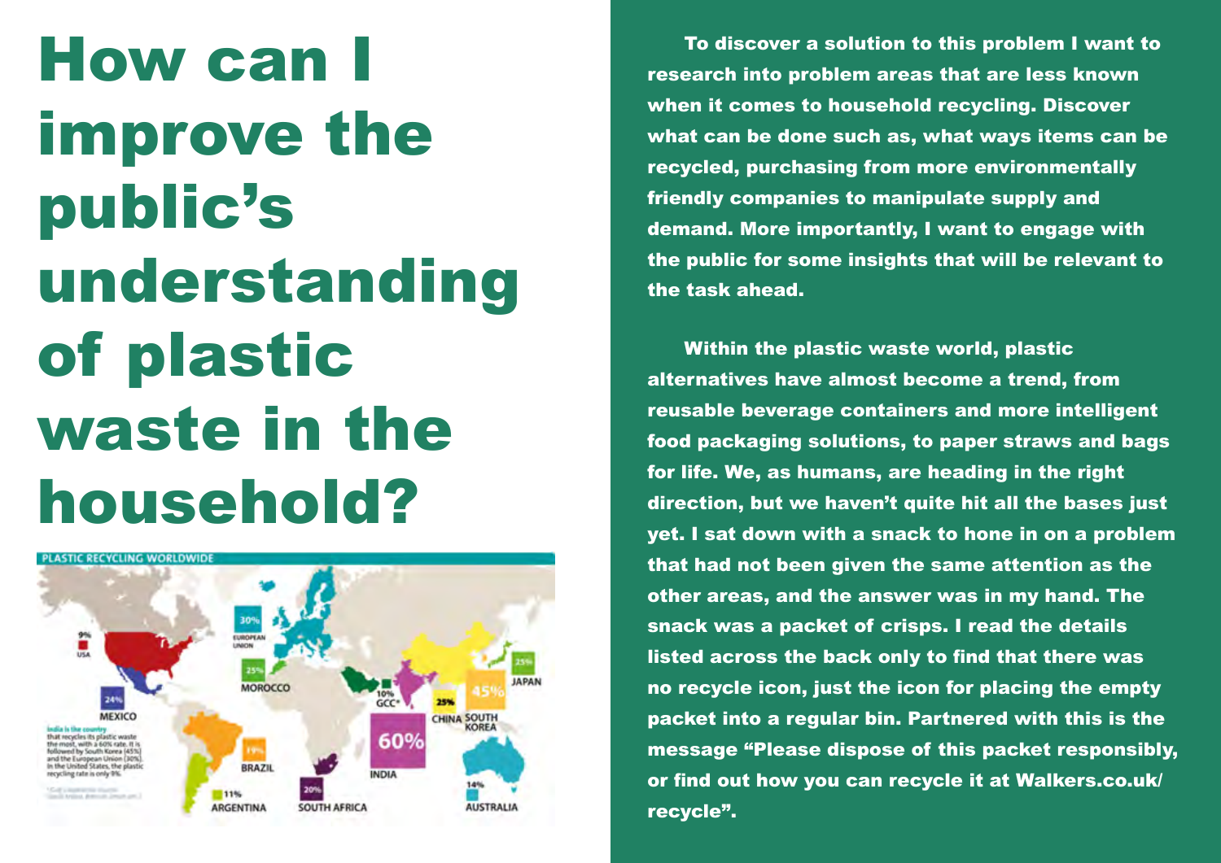# How can I improve the public's understanding of plastic waste in the household?

PLASTIC RECYCLING WORLDWIDE

9% USA

24% MEXICO

30% EUROPEAN UNION

25% MOROCCO

19% BRAZIL

11% ARGENTINA

20% SOUTH AFRICA

10% GCC*

60% INDIA

25% CHINA

45% SOUTH KOREA

25% JAPAN

14% AUSTRALIA

India is the country that recycles its plastic waste the most, with a 60% rate. It is followed by South Korea (45%) and the European Union (30%). In the United States, the plastic recycling rate is only 9%.

To discover a solution to this problem I want to research into problem areas that are less known when it comes to household recycling. Discover what can be done such as, what ways items can be recycled, purchasing from more environmentally friendly companies to manipulate supply and demand. More importantly, I want to engage with the public for some insights that will be relevant to the task ahead.

Within the plastic waste world, plastic alternatives have almost become a trend, from reusable beverage containers and more intelligent food packaging solutions, to paper straws and bags for life. We, as humans, are heading in the right direction, but we haven't quite hit all the bases just yet. I sat down with a snack to hone in on a problem that had not been given the same attention as the other areas, and the answer was in my hand. The snack was a packet of crisps. I read the details listed across the back only to find that there was no recycle icon, just the icon for placing the empty packet into a regular bin. Partnered with this is the message "Please dispose of this packet responsibly, or find out how you can recycle it at Walkers.co.uk/recycle".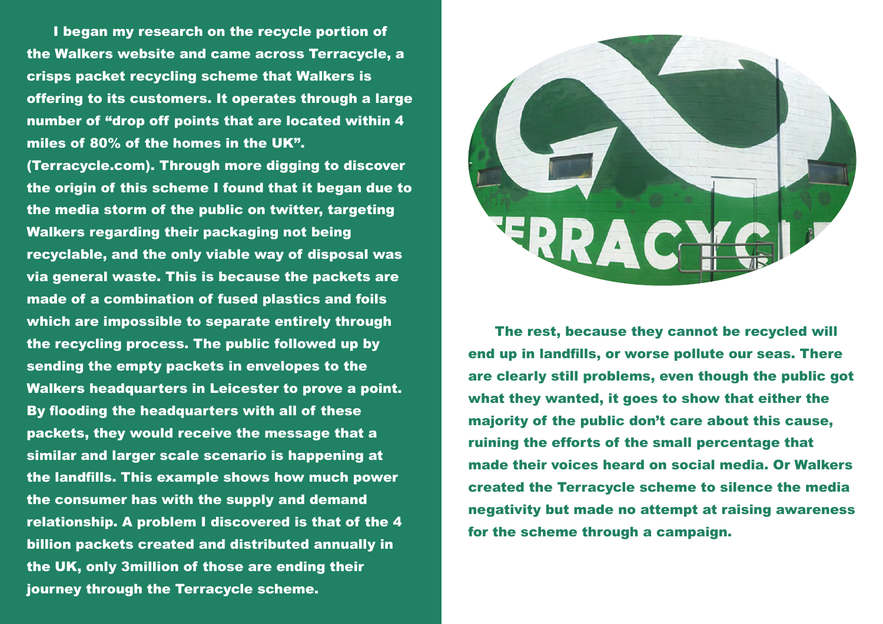I began my research on the recycle portion of the Walkers website and came across Terracycle, a crisps packet recycling scheme that Walkers is offering to its customers. It operates through a large number of "drop off points that are located within 4 miles of 80% of the homes in the UK". (Terracycle.com). Through more digging to discover the origin of this scheme I found that it began due to the media storm of the public on twitter, targeting Walkers regarding their packaging not being recyclable, and the only viable way of disposal was via general waste. This is because the packets are made of a combination of fused plastics and foils which are impossible to separate entirely through the recycling process. The public followed up by sending the empty packets in envelopes to the Walkers headquarters in Leicester to prove a point. By flooding the headquarters with all of these packets, they would receive the message that a similar and larger scale scenario is happening at the landfills. This example shows how much power the consumer has with the supply and demand relationship. A problem I discovered is that of the 4 billion packets created and distributed annually in the UK, only 3million of those are ending their journey through the Terracycle scheme.

The rest, because they cannot be recycled will end up in landfills, or worse pollute our seas. There are clearly still problems, even though the public got what they wanted, it goes to show that either the majority of the public don't care about this cause, ruining the efforts of the small percentage that made their voices heard on social media. Or Walkers created the Terracycle scheme to silence the media negativity but made no attempt at raising awareness for the scheme through a campaign.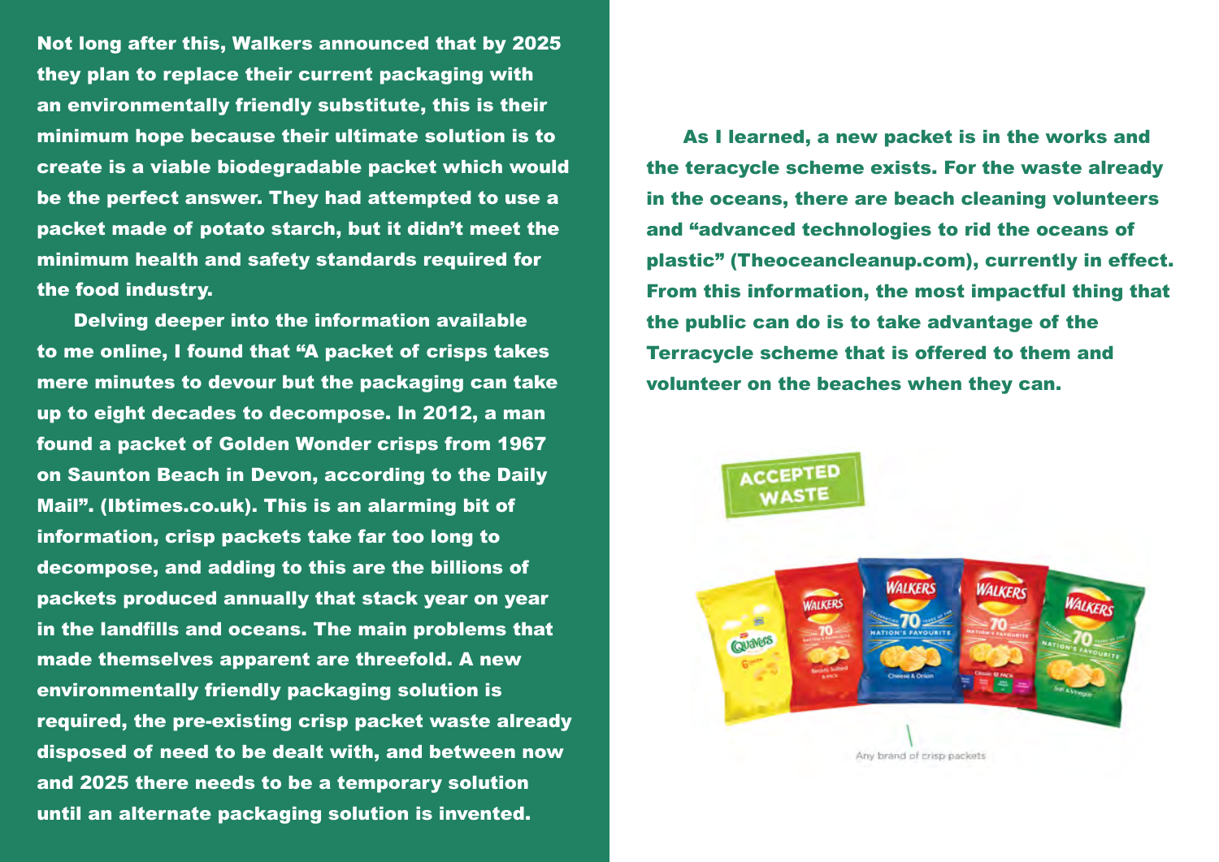Not long after this, Walkers announced that by 2025 they plan to replace their current packaging with an environmentally friendly substitute, this is their minimum hope because their ultimate solution is to create is a viable biodegradable packet which would be the perfect answer. They had attempted to use a packet made of potato starch, but it didn't meet the minimum health and safety standards required for the food industry.

Delving deeper into the information available to me online, I found that "A packet of crisps takes mere minutes to devour but the packaging can take up to eight decades to decompose. In 2012, a man found a packet of Golden Wonder crisps from 1967 on Saunton Beach in Devon, according to the Daily Mail". (Ibtimes.co.uk). This is an alarming bit of information, crisp packets take far too long to decompose, and adding to this are the billions of packets produced annually that stack year on year in the landfills and oceans. The main problems that made themselves apparent are threefold. A new environmentally friendly packaging solution is required, the pre-existing crisp packet waste already disposed of need to be dealt with, and between now and 2025 there needs to be a temporary solution until an alternate packaging solution is invented.

As I learned, a new packet is in the works and the teracycle scheme exists. For the waste already in the oceans, there are beach cleaning volunteers and "advanced technologies to rid the oceans of plastic" (Theoceancleanup.com), currently in effect. From this information, the most impactful thing that the public can do is to take advantage of the Terracycle scheme that is offered to them and volunteer on the beaches when they can.

ACCEPTED WASTE

Any brand of crisp packets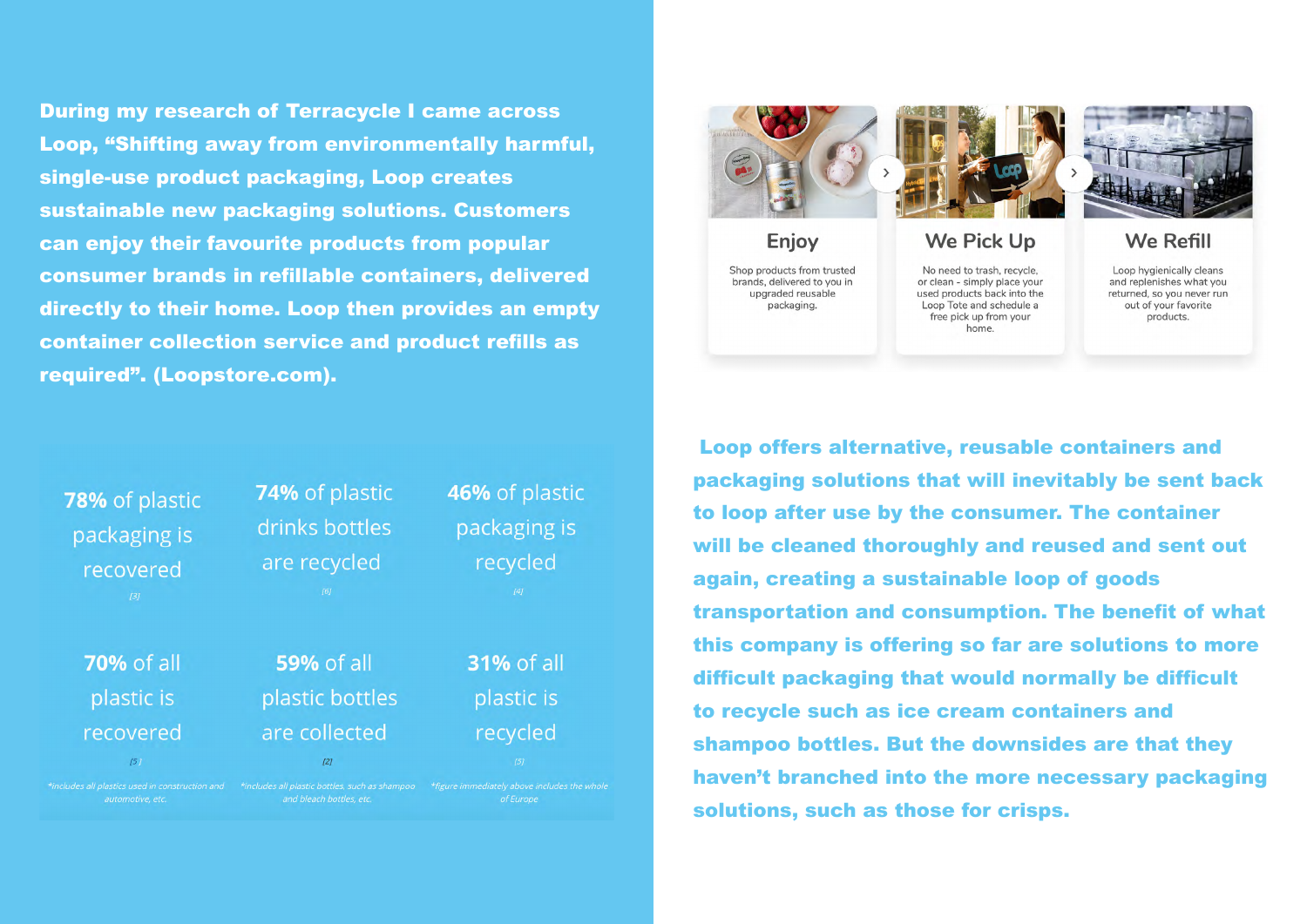**During my research of Terracycle I came across Loop, "Shifting away from environmentally harmful, single-use product packaging, Loop creates sustainable new packaging solutions. Customers can enjoy their favourite products from popular consumer brands in refillable containers, delivered directly to their home. Loop then provides an empty container collection service and product refills as required". (Loopstore.com).**

| | | |
|---|---|---|
| **78%** of plastic packaging is recovered [3] | **74%** of plastic drinks bottles are recycled [6] | **46%** of plastic packaging is recycled [4] |
| **70%** of all plastic is recovered [5] | **59%** of all plastic bottles are collected [2] | **31%** of all plastic is recycled [5] |
| *includes all plastics used in construction and automotive, etc. | *includes all plastic bottles, such as shampoo and bleach bottles, etc. | *figure immediately above includes the whole of Europe |

**Enjoy**

Shop products from trusted brands, delivered to you in upgraded reusable packaging.

**We Pick Up**

No need to trash, recycle, or clean - simply place your used products back into the Loop Tote and schedule a free pick up from your home.

**We Refill**

Loop hygienically cleans and replenishes what you returned, so you never run out of your favorite products.

**Loop offers alternative, reusable containers and packaging solutions that will inevitably be sent back to loop after use by the consumer. The container will be cleaned thoroughly and reused and sent out again, creating a sustainable loop of goods transportation and consumption. The benefit of what this company is offering so far are solutions to more difficult packaging that would normally be difficult to recycle such as ice cream containers and shampoo bottles. But the downsides are that they haven't branched into the more necessary packaging solutions, such as those for crisps.**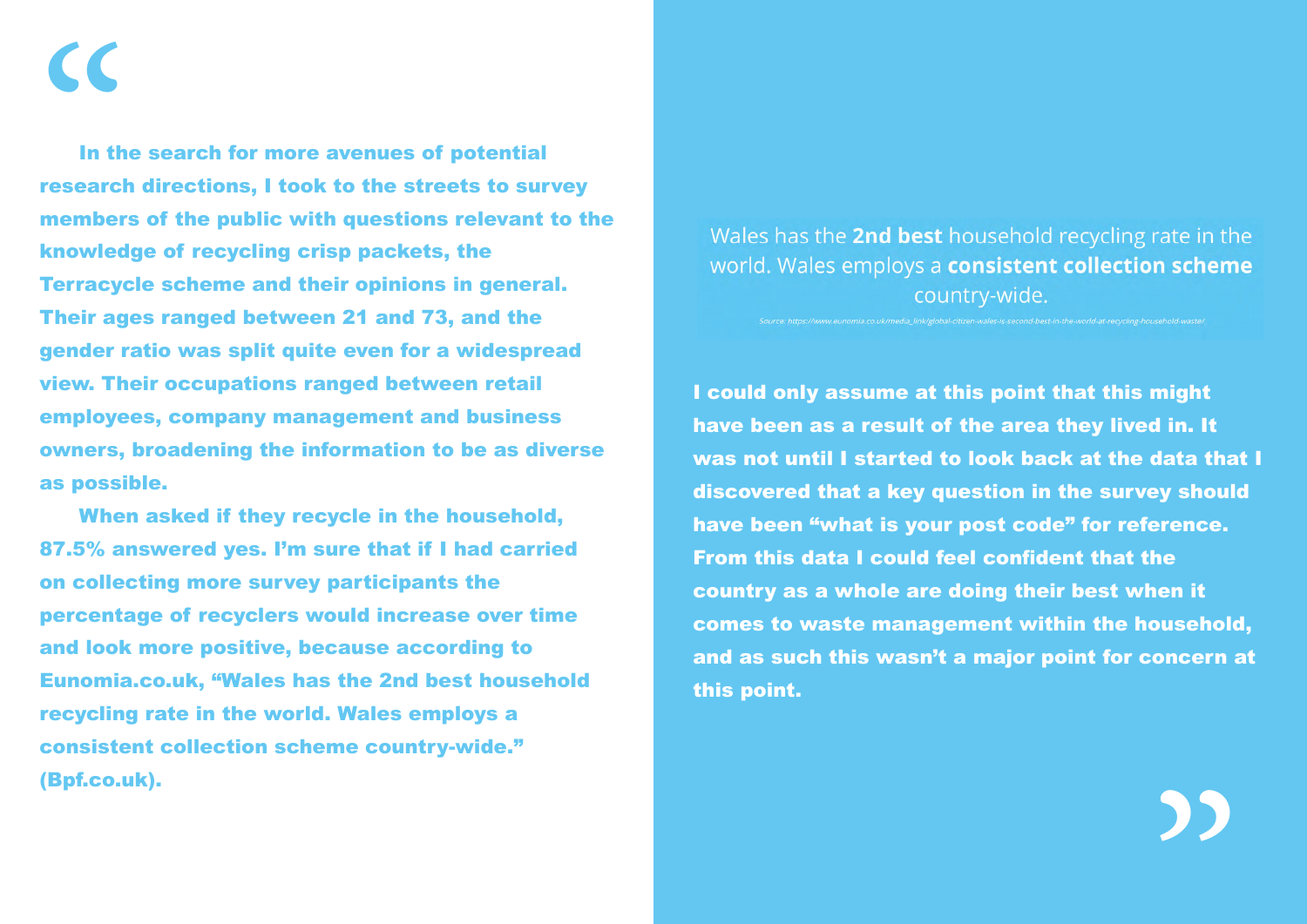In the search for more avenues of potential research directions, I took to the streets to survey members of the public with questions relevant to the knowledge of recycling crisp packets, the Terracycle scheme and their opinions in general. Their ages ranged between 21 and 73, and the gender ratio was split quite even for a widespread view. Their occupations ranged between retail employees, company management and business owners, broadening the information to be as diverse as possible.

When asked if they recycle in the household, 87.5% answered yes. I'm sure that if I had carried on collecting more survey participants the percentage of recyclers would increase over time and look more positive, because according to Eunomia.co.uk, "Wales has the 2nd best household recycling rate in the world. Wales employs a consistent collection scheme country-wide." (Bpf.co.uk).

Wales has the **2nd best** household recycling rate in the world. Wales employs a **consistent collection scheme** country-wide.

Source: https://www.eunomia.co.uk/media_link/global-citizen-wales-is-second-best-in-the-world-at-recycling-household-waste/

I could only assume at this point that this might have been as a result of the area they lived in. It was not until I started to look back at the data that I discovered that a key question in the survey should have been "what is your post code" for reference. From this data I could feel confident that the country as a whole are doing their best when it comes to waste management within the household, and as such this wasn't a major point for concern at this point.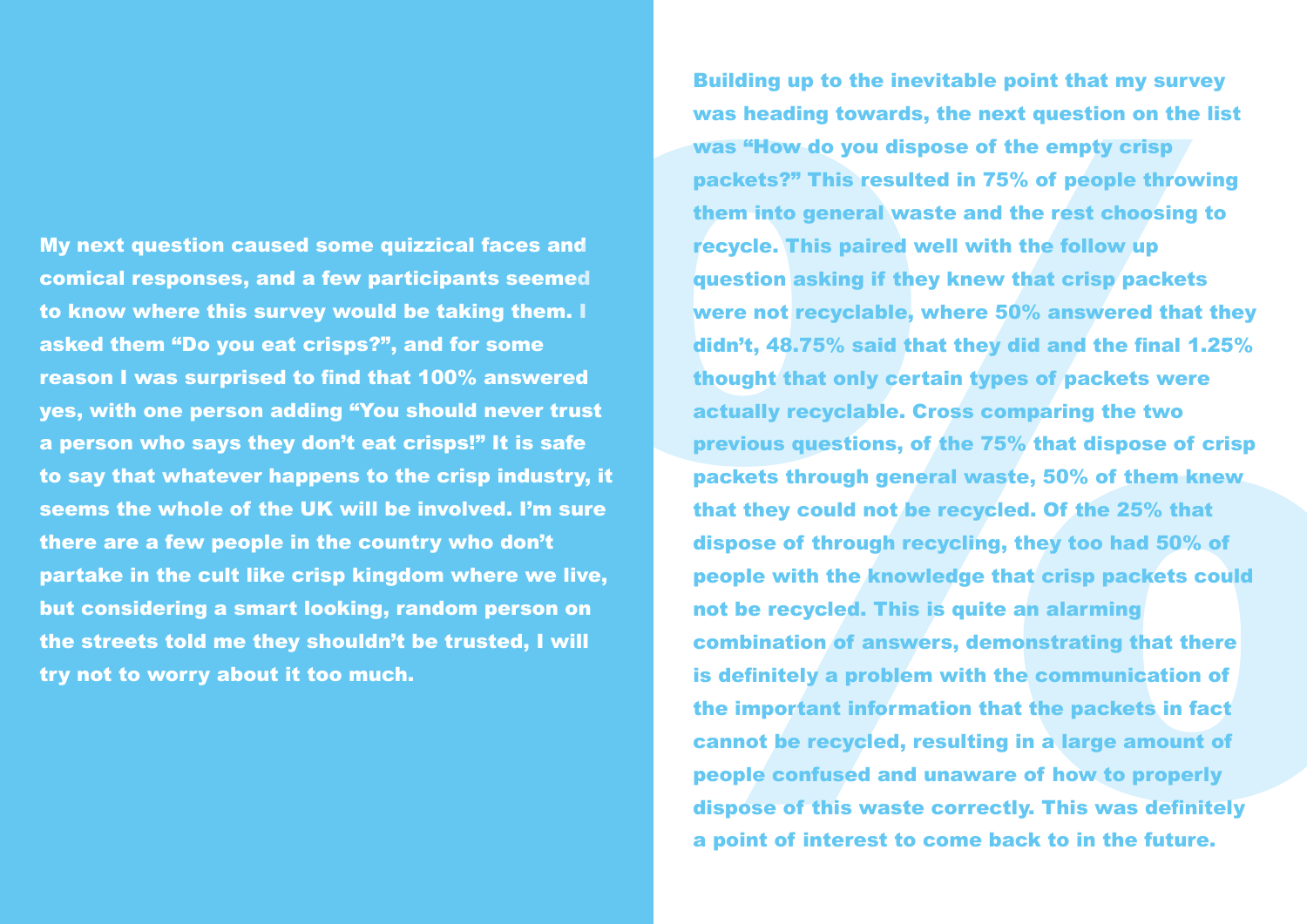My next question caused some quizzical faces and comical responses, and a few participants seemed to know where this survey would be taking them. I asked them "Do you eat crisps?", and for some reason I was surprised to find that 100% answered yes, with one person adding "You should never trust a person who says they don't eat crisps!" It is safe to say that whatever happens to the crisp industry, it seems the whole of the UK will be involved. I'm sure there are a few people in the country who don't partake in the cult like crisp kingdom where we live, but considering a smart looking, random person on the streets told me they shouldn't be trusted, I will try not to worry about it too much.

Building up to the inevitable point that my survey was heading towards, the next question on the list was "How do you dispose of the empty crisp packets?" This resulted in 75% of people throwing them into general waste and the rest choosing to recycle. This paired well with the follow up question asking if they knew that crisp packets were not recyclable, where 50% answered that they didn't, 48.75% said that they did and the final 1.25% thought that only certain types of packets were actually recyclable. Cross comparing the two previous questions, of the 75% that dispose of crisp packets through general waste, 50% of them knew that they could not be recycled. Of the 25% that dispose of through recycling, they too had 50% of people with the knowledge that crisp packets could not be recycled. This is quite an alarming combination of answers, demonstrating that there is definitely a problem with the communication of the important information that the packets in fact cannot be recycled, resulting in a large amount of people confused and unaware of how to properly dispose of this waste correctly. This was definitely a point of interest to come back to in the future.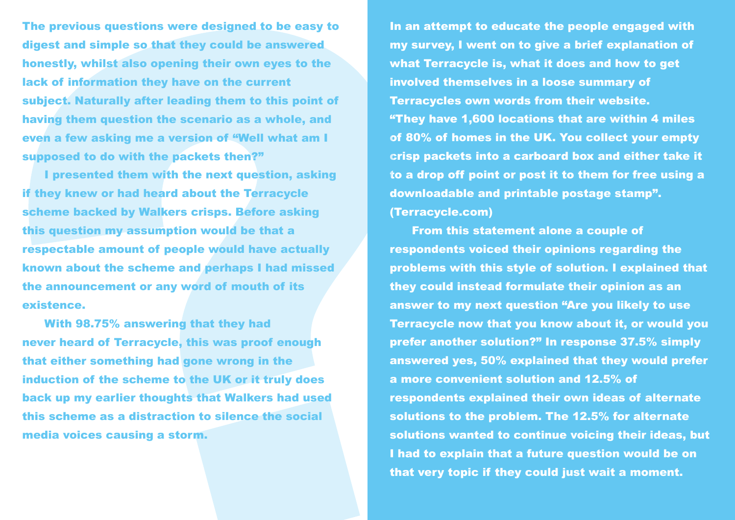The previous questions were designed to be easy to digest and simple so that they could be answered honestly, whilst also opening their own eyes to the lack of information they have on the current subject. Naturally after leading them to this point of having them question the scenario as a whole, and even a few asking me a version of "Well what am I supposed to do with the packets then?"

I presented them with the next question, asking if they knew or had heard about the Terracycle scheme backed by Walkers crisps. Before asking this question my assumption would be that a respectable amount of people would have actually known about the scheme and perhaps I had missed the announcement or any word of mouth of its existence.

With 98.75% answering that they had never heard of Terracycle, this was proof enough that either something had gone wrong in the induction of the scheme to the UK or it truly does back up my earlier thoughts that Walkers had used this scheme as a distraction to silence the social media voices causing a storm.

In an attempt to educate the people engaged with my survey, I went on to give a brief explanation of what Terracycle is, what it does and how to get involved themselves in a loose summary of Terracycles own words from their website. "They have 1,600 locations that are within 4 miles of 80% of homes in the UK. You collect your empty crisp packets into a carboard box and either take it to a drop off point or post it to them for free using a downloadable and printable postage stamp". (Terracycle.com)

From this statement alone a couple of respondents voiced their opinions regarding the problems with this style of solution. I explained that they could instead formulate their opinion as an answer to my next question "Are you likely to use Terracycle now that you know about it, or would you prefer another solution?" In response 37.5% simply answered yes, 50% explained that they would prefer a more convenient solution and 12.5% of respondents explained their own ideas of alternate solutions to the problem. The 12.5% for alternate solutions wanted to continue voicing their ideas, but I had to explain that a future question would be on that very topic if they could just wait a moment.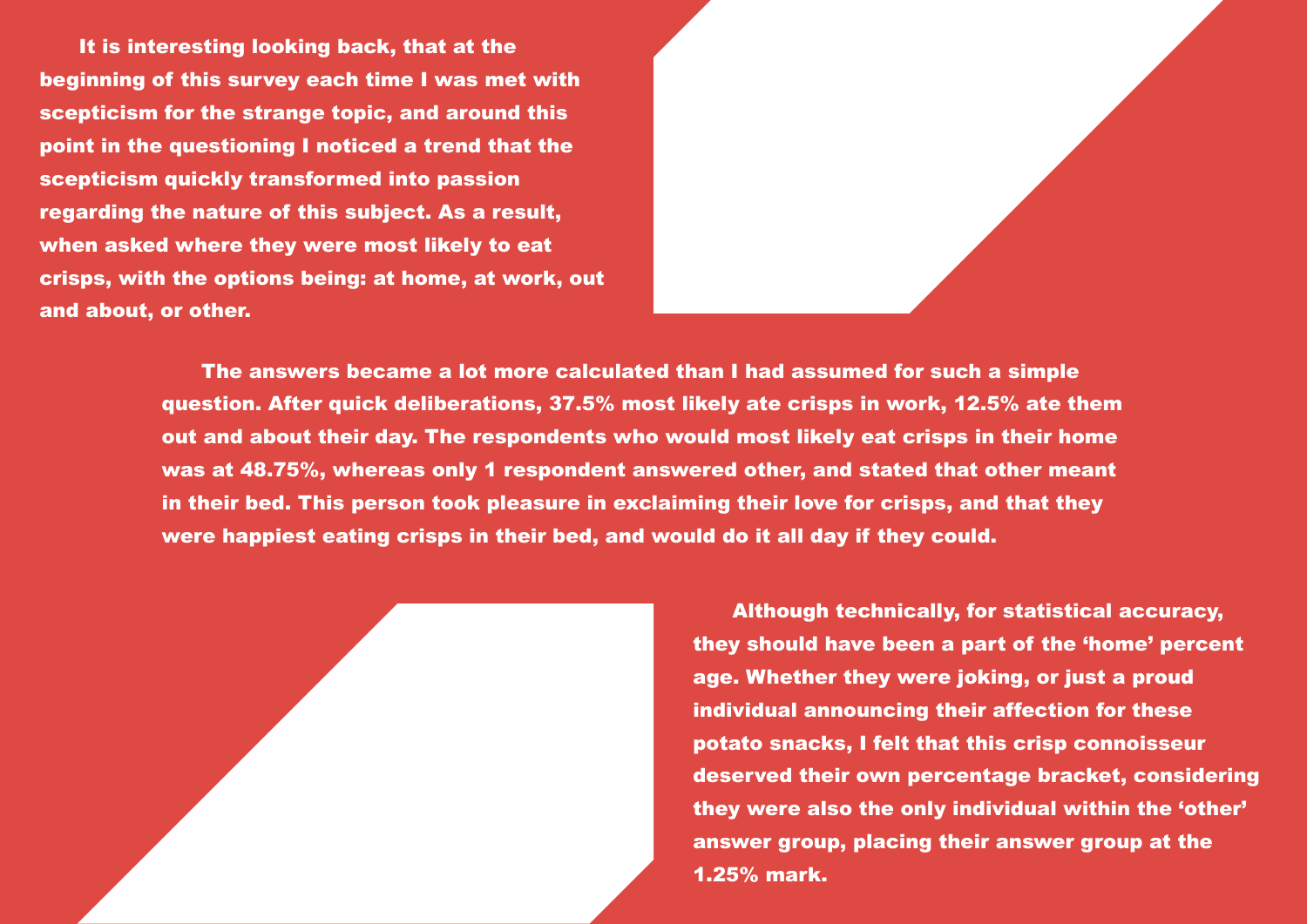It is interesting looking back, that at the beginning of this survey each time I was met with scepticism for the strange topic, and around this point in the questioning I noticed a trend that the scepticism quickly transformed into passion regarding the nature of this subject. As a result, when asked where they were most likely to eat crisps, with the options being: at home, at work, out and about, or other.

The answers became a lot more calculated than I had assumed for such a simple question. After quick deliberations, 37.5% most likely ate crisps in work, 12.5% ate them out and about their day. The respondents who would most likely eat crisps in their home was at 48.75%, whereas only 1 respondent answered other, and stated that other meant in their bed. This person took pleasure in exclaiming their love for crisps, and that they were happiest eating crisps in their bed, and would do it all day if they could.

Although technically, for statistical accuracy, they should have been a part of the 'home' percent age. Whether they were joking, or just a proud individual announcing their affection for these potato snacks, I felt that this crisp connoisseur deserved their own percentage bracket, considering they were also the only individual within the 'other' answer group, placing their answer group at the 1.25% mark.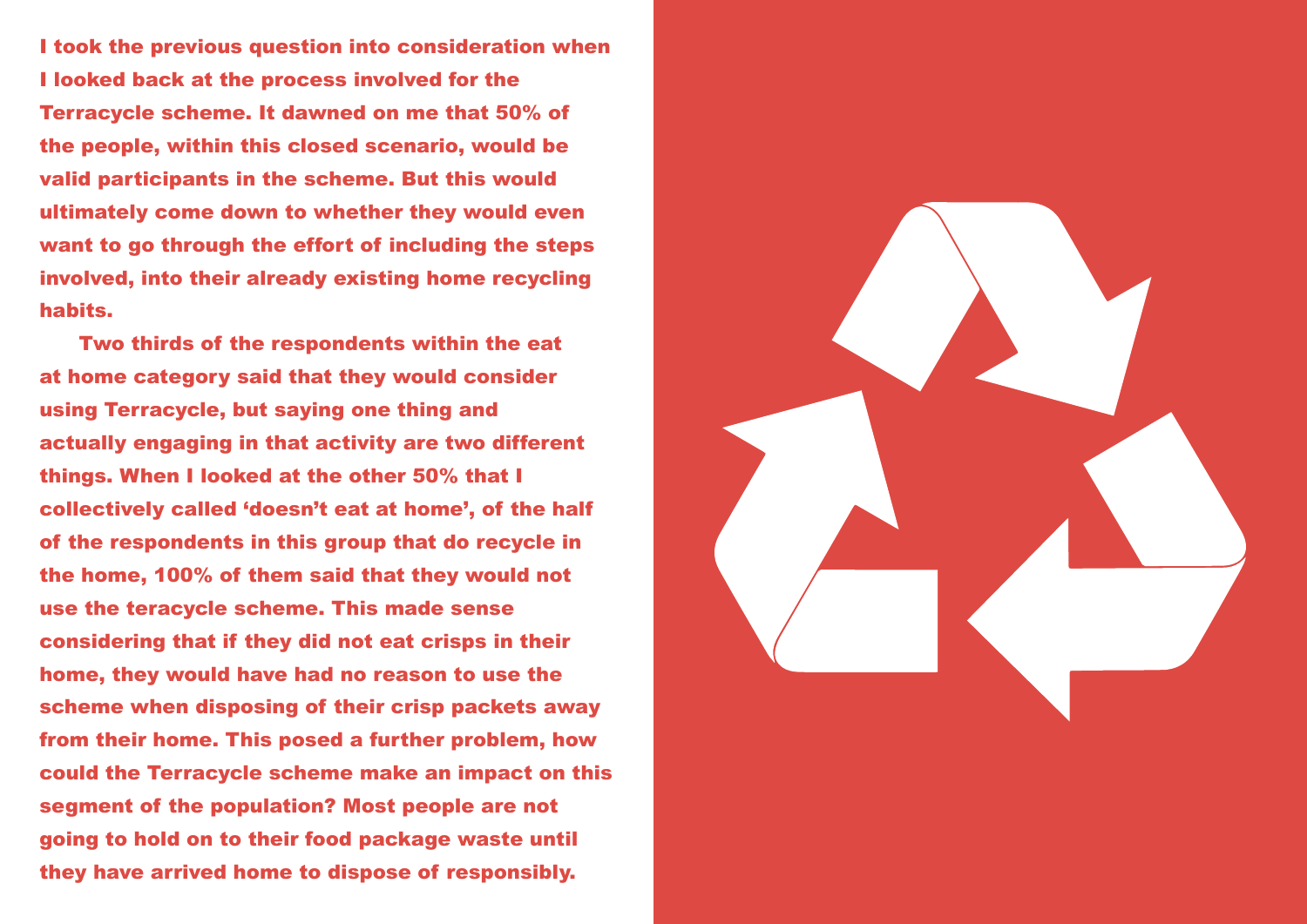I took the previous question into consideration when I looked back at the process involved for the Terracycle scheme. It dawned on me that 50% of the people, within this closed scenario, would be valid participants in the scheme. But this would ultimately come down to whether they would even want to go through the effort of including the steps involved, into their already existing home recycling habits.

Two thirds of the respondents within the eat at home category said that they would consider using Terracycle, but saying one thing and actually engaging in that activity are two different things. When I looked at the other 50% that I collectively called 'doesn't eat at home', of the half of the respondents in this group that do recycle in the home, 100% of them said that they would not use the teracycle scheme. This made sense considering that if they did not eat crisps in their home, they would have had no reason to use the scheme when disposing of their crisp packets away from their home. This posed a further problem, how could the Terracycle scheme make an impact on this segment of the population? Most people are not going to hold on to their food package waste until they have arrived home to dispose of responsibly.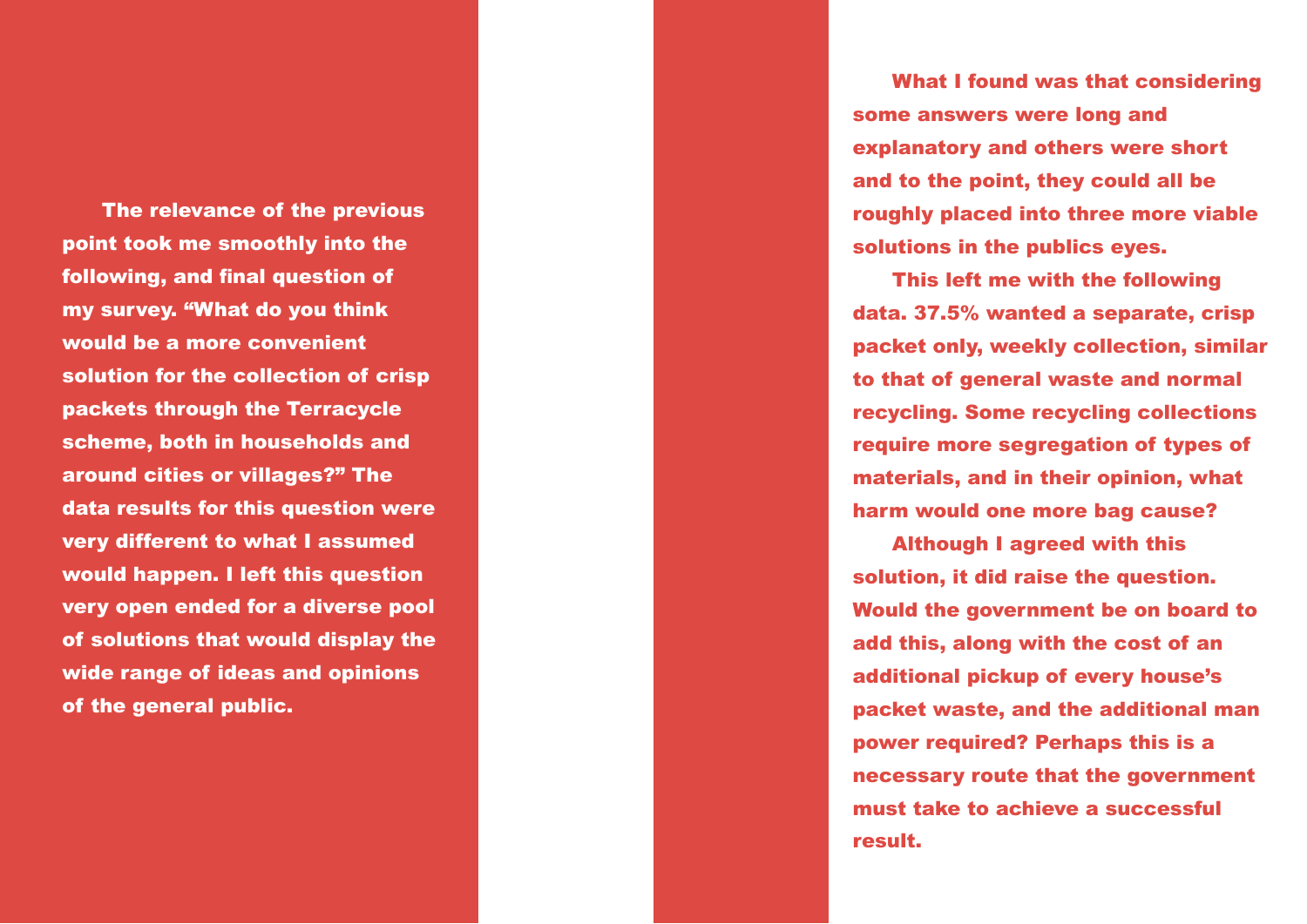The relevance of the previous point took me smoothly into the following, and final question of my survey. “What do you think would be a more convenient solution for the collection of crisp packets through the Terracycle scheme, both in households and around cities or villages?” The data results for this question were very different to what I assumed would happen. I left this question very open ended for a diverse pool of solutions that would display the wide range of ideas and opinions of the general public.

What I found was that considering some answers were long and explanatory and others were short and to the point, they could all be roughly placed into three more viable solutions in the publics eyes.

This left me with the following data. 37.5% wanted a separate, crisp packet only, weekly collection, similar to that of general waste and normal recycling. Some recycling collections require more segregation of types of materials, and in their opinion, what harm would one more bag cause?

Although I agreed with this solution, it did raise the question. Would the government be on board to add this, along with the cost of an additional pickup of every house’s packet waste, and the additional man power required? Perhaps this is a necessary route that the government must take to achieve a successful result.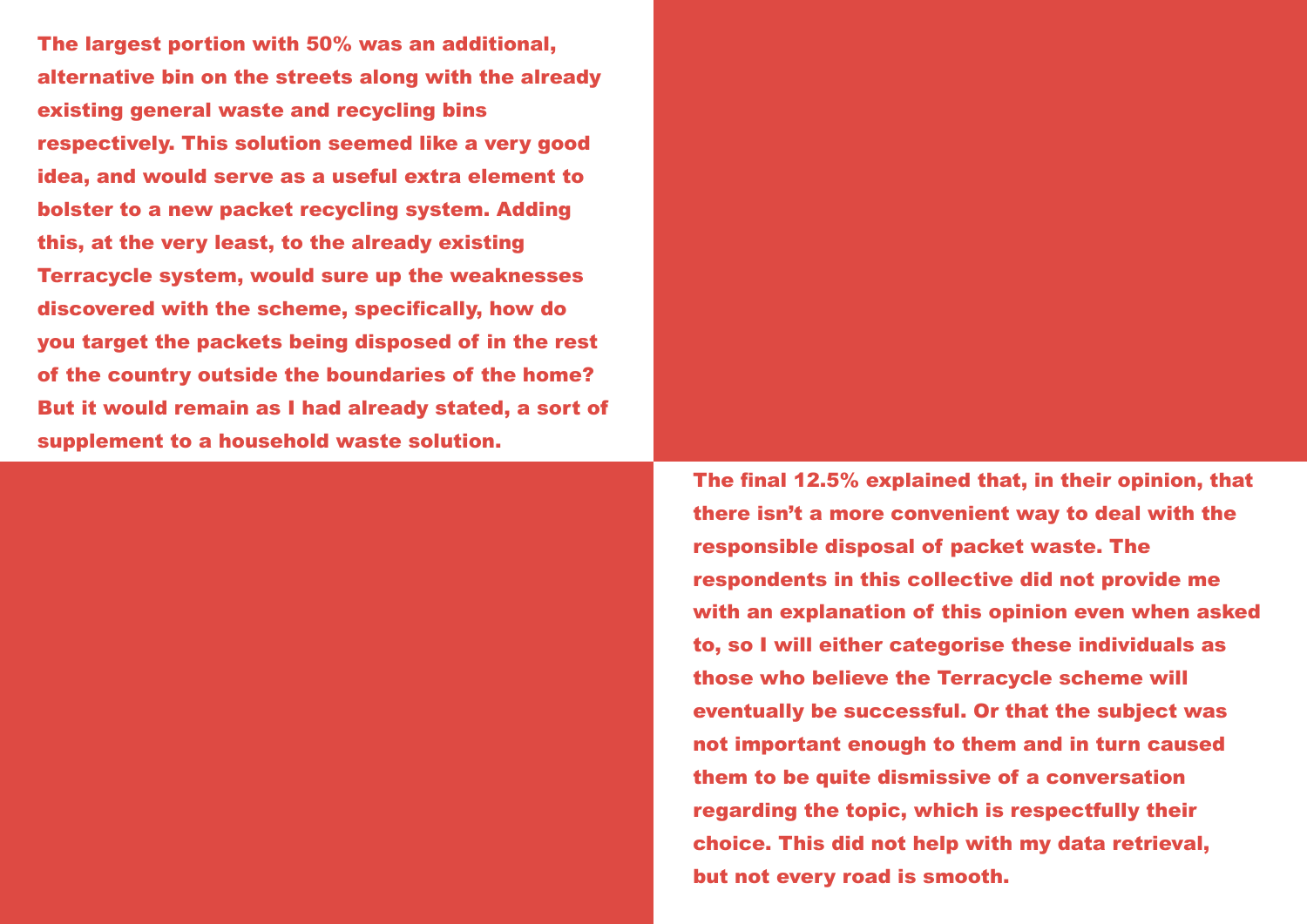**The largest portion with 50% was an additional, alternative bin on the streets along with the already existing general waste and recycling bins respectively. This solution seemed like a very good idea, and would serve as a useful extra element to bolster to a new packet recycling system. Adding this, at the very least, to the already existing Terracycle system, would sure up the weaknesses discovered with the scheme, specifically, how do you target the packets being disposed of in the rest of the country outside the boundaries of the home? But it would remain as I had already stated, a sort of supplement to a household waste solution.**

**The final 12.5% explained that, in their opinion, that there isn't a more convenient way to deal with the responsible disposal of packet waste. The respondents in this collective did not provide me with an explanation of this opinion even when asked to, so I will either categorise these individuals as those who believe the Terracycle scheme will eventually be successful. Or that the subject was not important enough to them and in turn caused them to be quite dismissive of a conversation regarding the topic, which is respectfully their choice. This did not help with my data retrieval, but not every road is smooth.**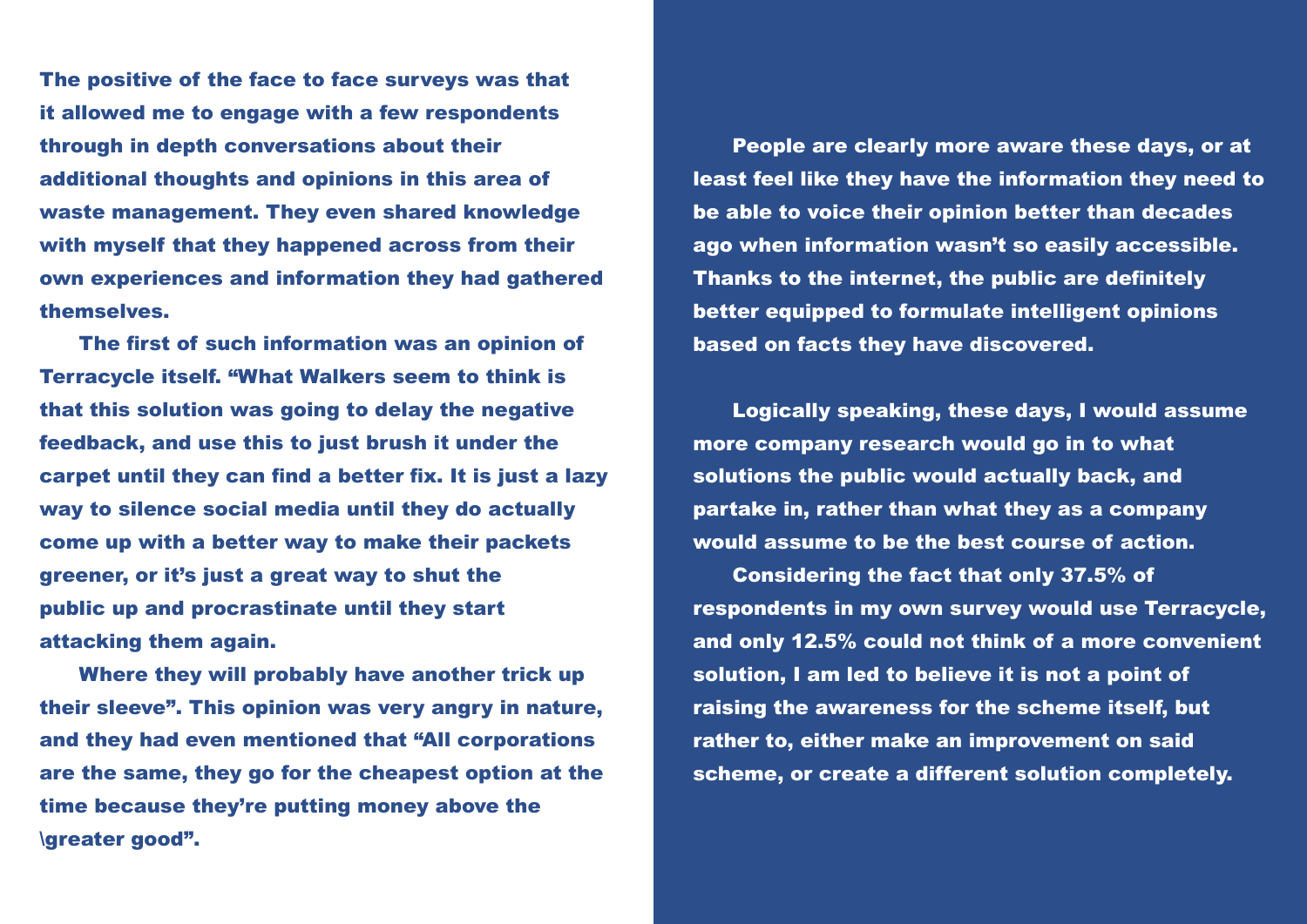The positive of the face to face surveys was that it allowed me to engage with a few respondents through in depth conversations about their additional thoughts and opinions in this area of waste management. They even shared knowledge with myself that they happened across from their own experiences and information they had gathered themselves.

The first of such information was an opinion of Terracycle itself. "What Walkers seem to think is that this solution was going to delay the negative feedback, and use this to just brush it under the carpet until they can find a better fix. It is just a lazy way to silence social media until they do actually come up with a better way to make their packets greener, or it's just a great way to shut the public up and procrastinate until they start attacking them again.

Where they will probably have another trick up their sleeve". This opinion was very angry in nature, and they had even mentioned that "All corporations are the same, they go for the cheapest option at the time because they're putting money above the \greater good".

People are clearly more aware these days, or at least feel like they have the information they need to be able to voice their opinion better than decades ago when information wasn't so easily accessible. Thanks to the internet, the public are definitely better equipped to formulate intelligent opinions based on facts they have discovered.

Logically speaking, these days, I would assume more company research would go in to what solutions the public would actually back, and partake in, rather than what they as a company would assume to be the best course of action.

Considering the fact that only 37.5% of respondents in my own survey would use Terracycle, and only 12.5% could not think of a more convenient solution, I am led to believe it is not a point of raising the awareness for the scheme itself, but rather to, either make an improvement on said scheme, or create a different solution completely.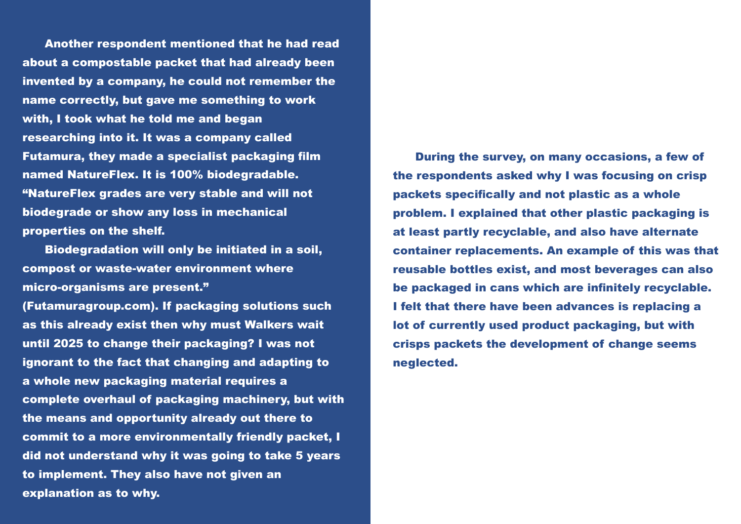Another respondent mentioned that he had read about a compostable packet that had already been invented by a company, he could not remember the name correctly, but gave me something to work with, I took what he told me and began researching into it. It was a company called Futamura, they made a specialist packaging film named NatureFlex. It is 100% biodegradable. "NatureFlex grades are very stable and will not biodegrade or show any loss in mechanical properties on the shelf.

Biodegradation will only be initiated in a soil, compost or waste-water environment where micro-organisms are present." (Futamuragroup.com). If packaging solutions such as this already exist then why must Walkers wait until 2025 to change their packaging? I was not ignorant to the fact that changing and adapting to a whole new packaging material requires a complete overhaul of packaging machinery, but with the means and opportunity already out there to commit to a more environmentally friendly packet, I did not understand why it was going to take 5 years to implement. They also have not given an explanation as to why.

During the survey, on many occasions, a few of the respondents asked why I was focusing on crisp packets specifically and not plastic as a whole problem. I explained that other plastic packaging is at least partly recyclable, and also have alternate container replacements. An example of this was that reusable bottles exist, and most beverages can also be packaged in cans which are infinitely recyclable. I felt that there have been advances is replacing a lot of currently used product packaging, but with crisps packets the development of change seems neglected.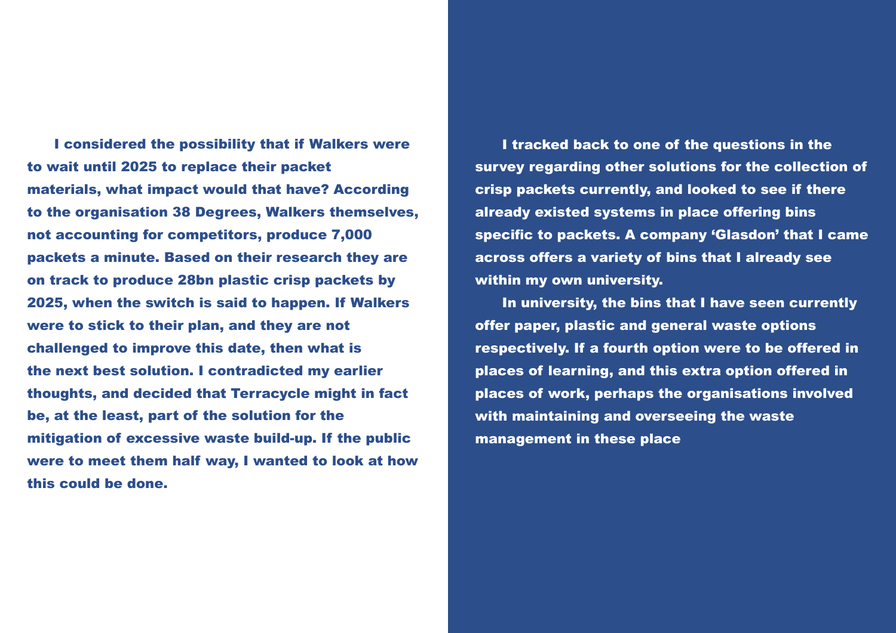I considered the possibility that if Walkers were to wait until 2025 to replace their packet materials, what impact would that have? According to the organisation 38 Degrees, Walkers themselves, not accounting for competitors, produce 7,000 packets a minute. Based on their research they are on track to produce 28bn plastic crisp packets by 2025, when the switch is said to happen. If Walkers were to stick to their plan, and they are not challenged to improve this date, then what is the next best solution. I contradicted my earlier thoughts, and decided that Terracycle might in fact be, at the least, part of the solution for the mitigation of excessive waste build-up. If the public were to meet them half way, I wanted to look at how this could be done.

I tracked back to one of the questions in the survey regarding other solutions for the collection of crisp packets currently, and looked to see if there already existed systems in place offering bins specific to packets. A company 'Glasdon' that I came across offers a variety of bins that I already see within my own university.

In university, the bins that I have seen currently offer paper, plastic and general waste options respectively. If a fourth option were to be offered in places of learning, and this extra option offered in places of work, perhaps the organisations involved with maintaining and overseeing the waste management in these place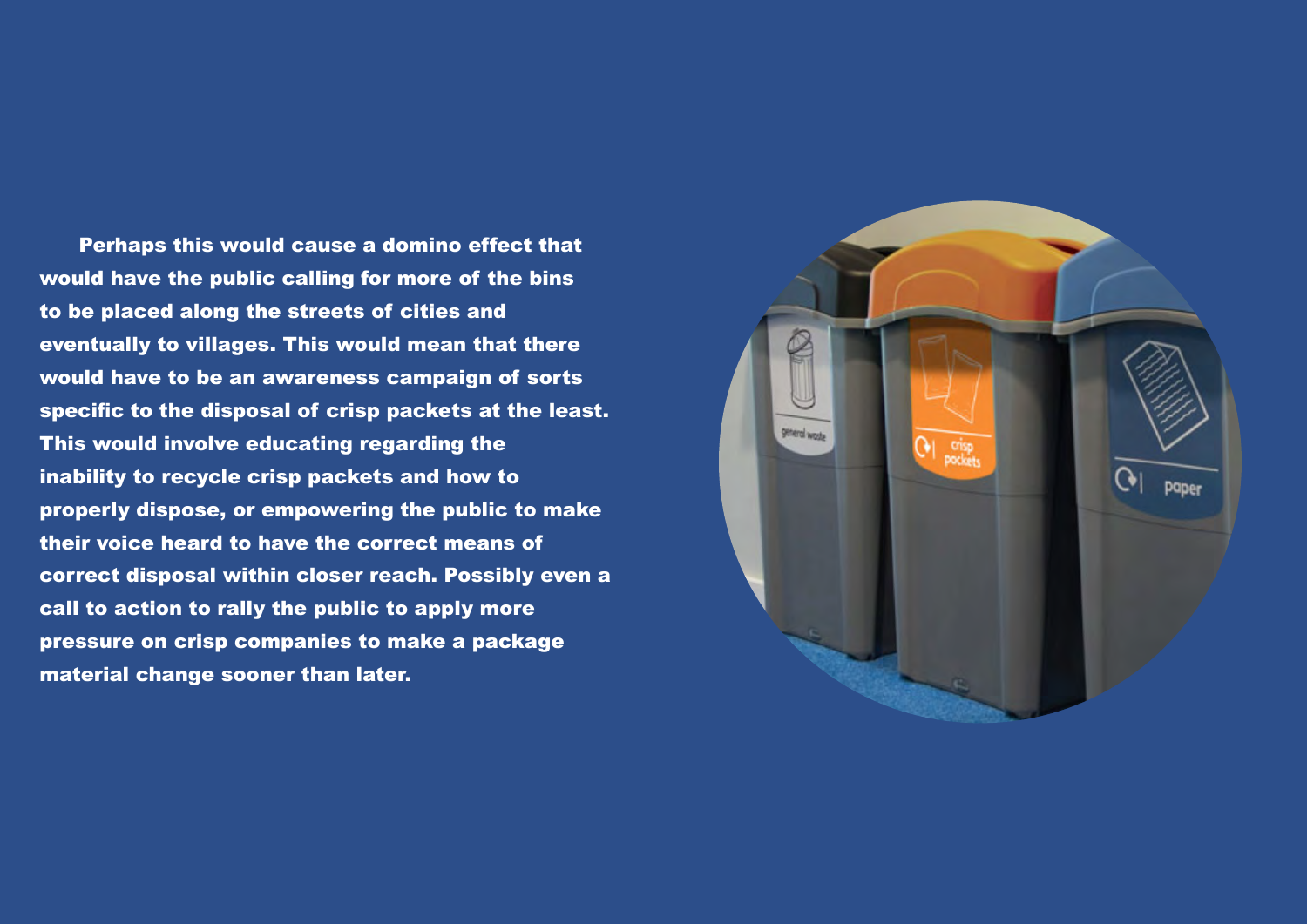Perhaps this would cause a domino effect that would have the public calling for more of the bins to be placed along the streets of cities and eventually to villages. This would mean that there would have to be an awareness campaign of sorts specific to the disposal of crisp packets at the least. This would involve educating regarding the inability to recycle crisp packets and how to properly dispose, or empowering the public to make their voice heard to have the correct means of correct disposal within closer reach. Possibly even a call to action to rally the public to apply more pressure on crisp companies to make a package material change sooner than later.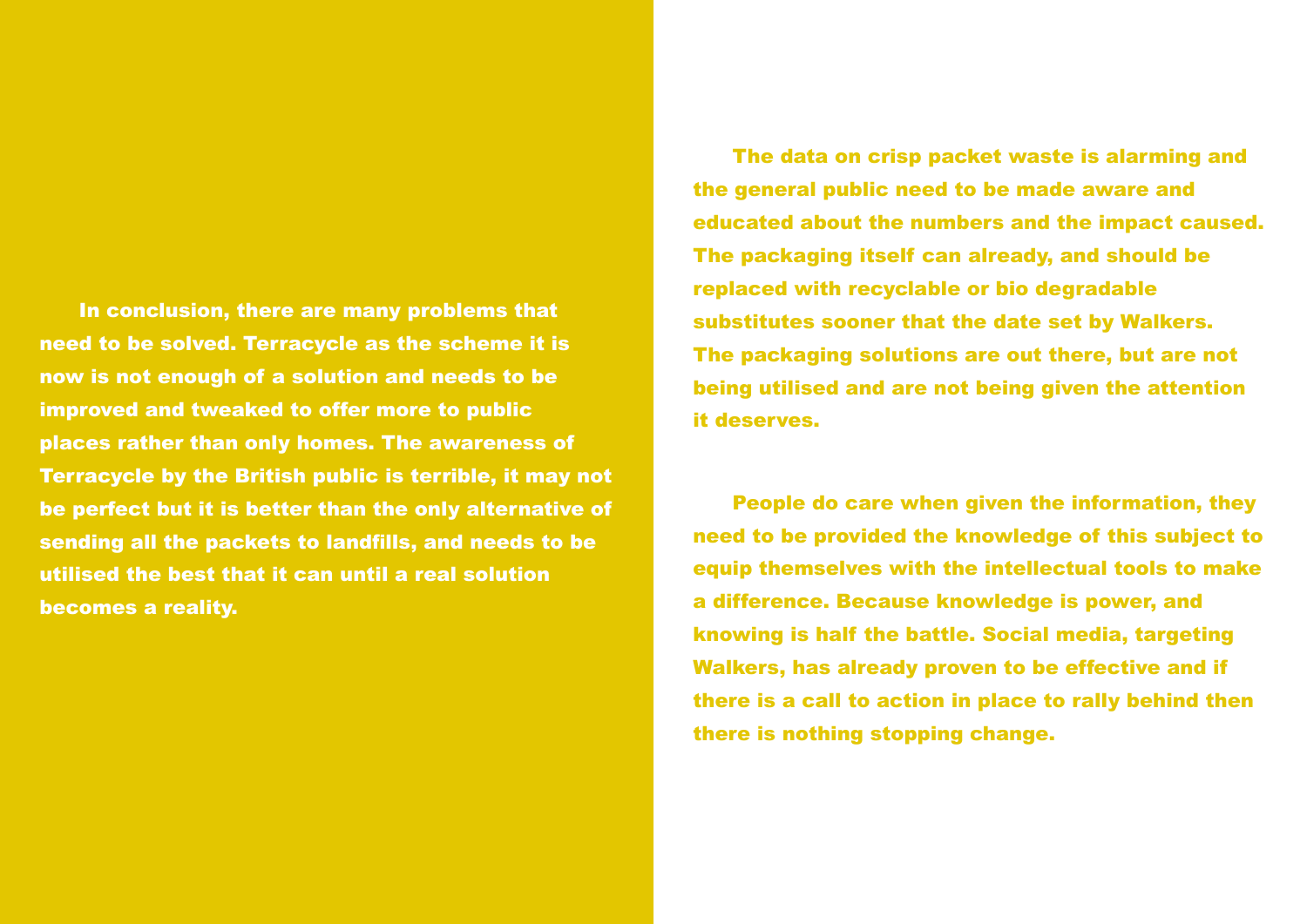In conclusion, there are many problems that need to be solved. Terracycle as the scheme it is now is not enough of a solution and needs to be improved and tweaked to offer more to public places rather than only homes. The awareness of Terracycle by the British public is terrible, it may not be perfect but it is better than the only alternative of sending all the packets to landfills, and needs to be utilised the best that it can until a real solution becomes a reality.

The data on crisp packet waste is alarming and the general public need to be made aware and educated about the numbers and the impact caused. The packaging itself can already, and should be replaced with recyclable or bio degradable substitutes sooner that the date set by Walkers. The packaging solutions are out there, but are not being utilised and are not being given the attention it deserves.

People do care when given the information, they need to be provided the knowledge of this subject to equip themselves with the intellectual tools to make a difference. Because knowledge is power, and knowing is half the battle. Social media, targeting Walkers, has already proven to be effective and if there is a call to action in place to rally behind then there is nothing stopping change.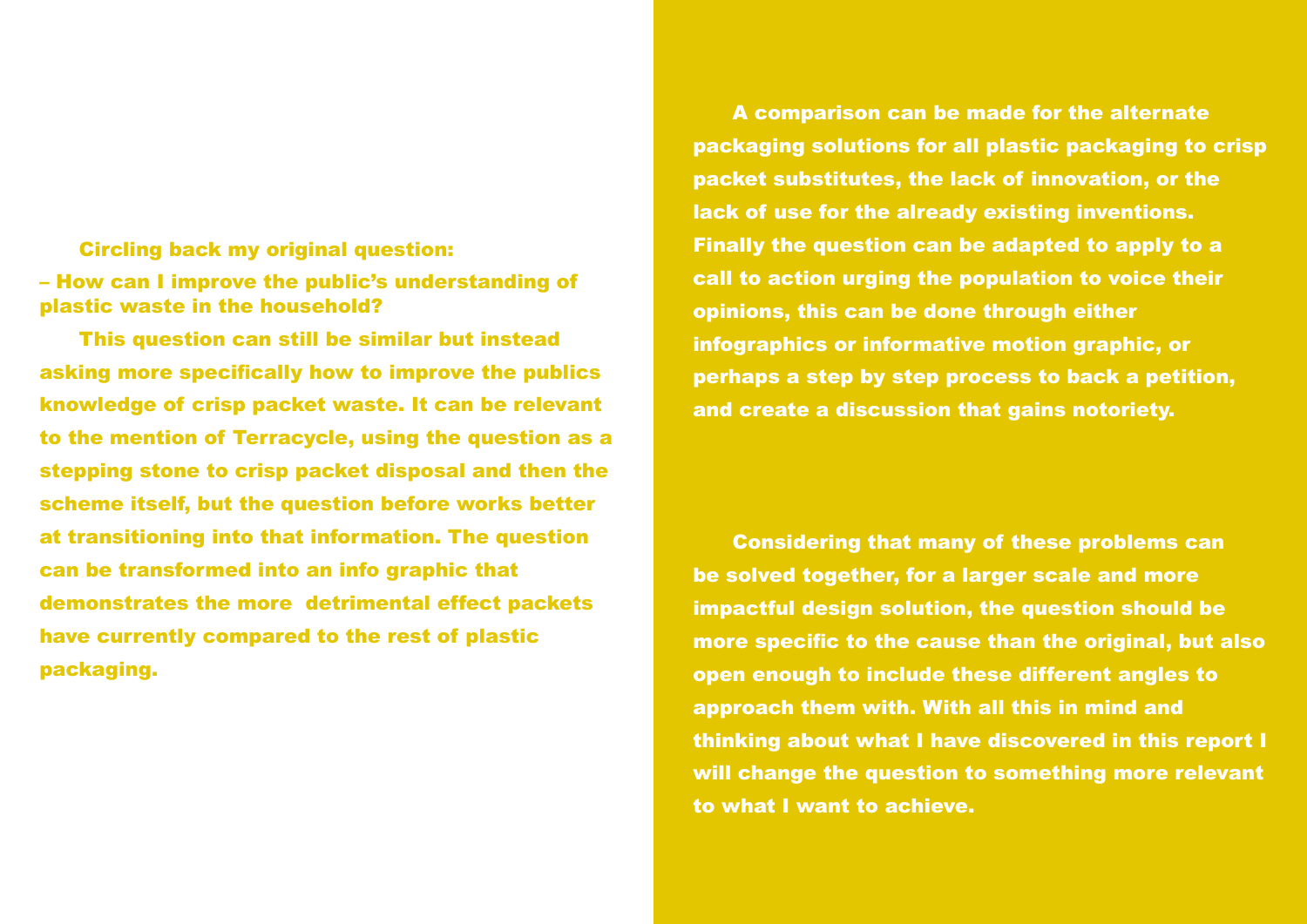Circling back my original question:

– How can I improve the public's understanding of plastic waste in the household?

This question can still be similar but instead asking more specifically how to improve the publics knowledge of crisp packet waste. It can be relevant to the mention of Terracycle, using the question as a stepping stone to crisp packet disposal and then the scheme itself, but the question before works better at transitioning into that information. The question can be transformed into an info graphic that demonstrates the more  detrimental effect packets have currently compared to the rest of plastic packaging.

A comparison can be made for the alternate packaging solutions for all plastic packaging to crisp packet substitutes, the lack of innovation, or the lack of use for the already existing inventions. Finally the question can be adapted to apply to a call to action urging the population to voice their opinions, this can be done through either infographics or informative motion graphic, or perhaps a step by step process to back a petition, and create a discussion that gains notoriety.

Considering that many of these problems can be solved together, for a larger scale and more impactful design solution, the question should be more specific to the cause than the original, but also open enough to include these different angles to approach them with. With all this in mind and thinking about what I have discovered in this report I will change the question to something more relevant to what I want to achieve.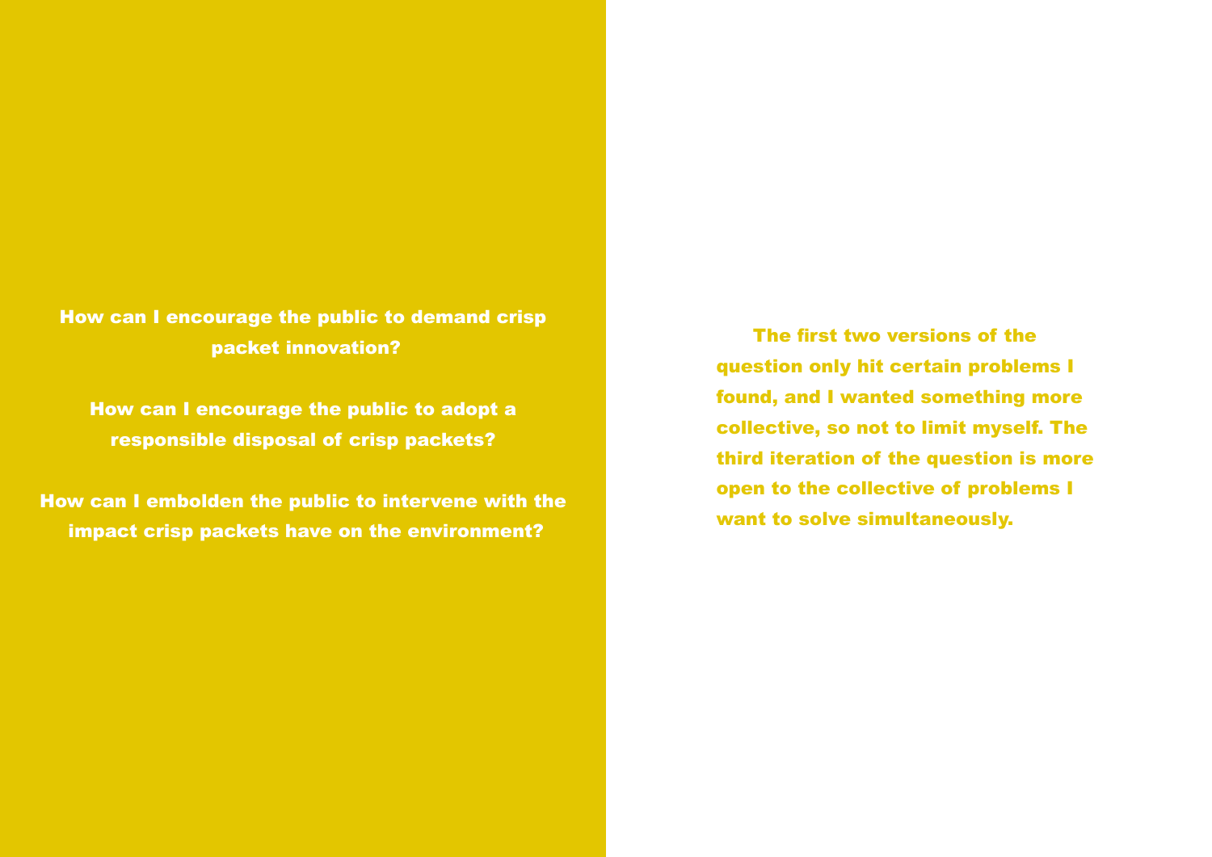**How can I encourage the public to demand crisp packet innovation?**

**How can I encourage the public to adopt a responsible disposal of crisp packets?**

**How can I embolden the public to intervene with the impact crisp packets have on the environment?**

**The first two versions of the question only hit certain problems I found, and I wanted something more collective, so not to limit myself. The third iteration of the question is more open to the collective of problems I want to solve simultaneously.**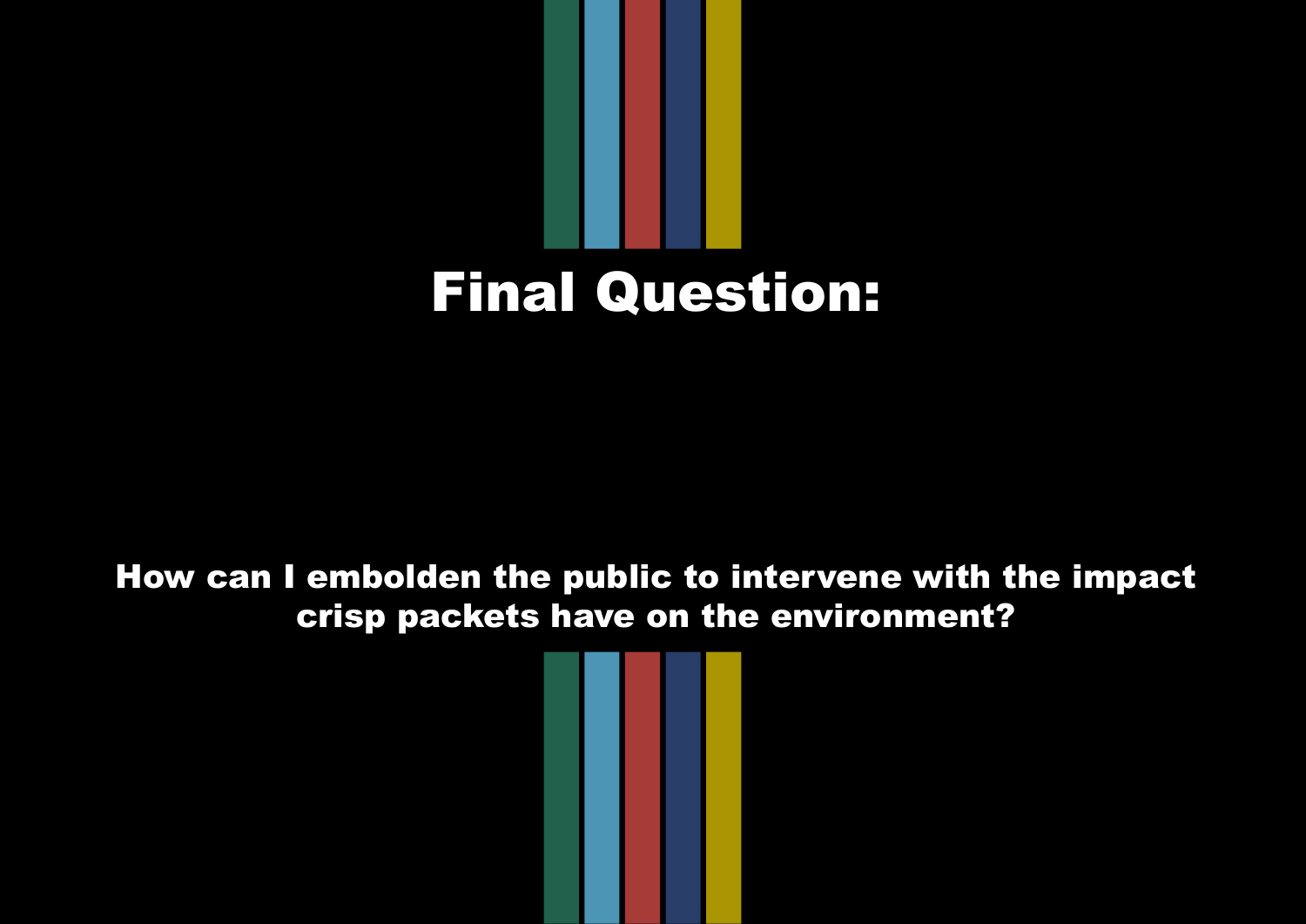# Final Question:

**How can I embolden the public to intervene with the impact crisp packets have on the environment?**